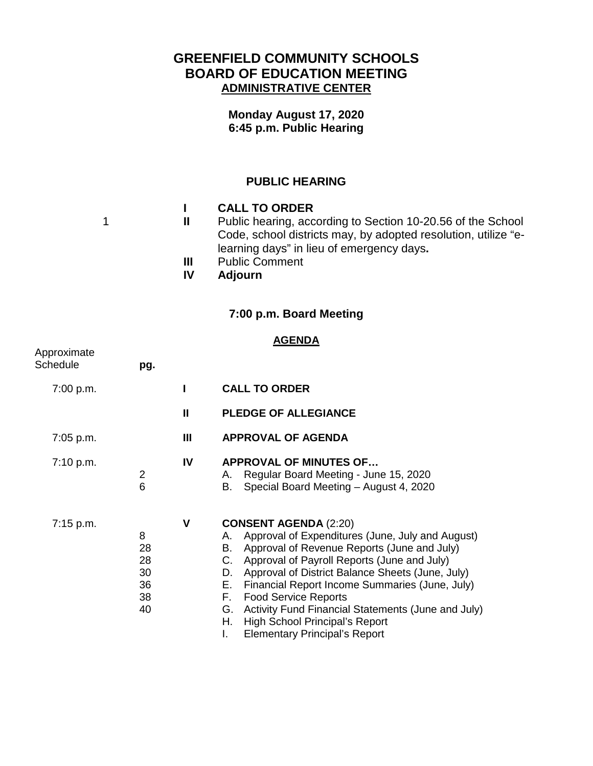# GREENFIELD COMMUNITY SCHOOLS
# BOARD OF EDUCATION MEETING
## ADMINISTRATIVE CENTER

**Monday August 17, 2020**
**6:45 p.m. Public Hearing**

### PUBLIC HEARING

| pg. | | |
|---|---|---|
| | **I** | **CALL TO ORDER** |
| 1 | **II** | Public hearing, according to Section 10-20.56 of the School Code, school districts may, by adopted resolution, utilize "e-learning days" in lieu of emergency days**.** |
| | **III** | Public Comment |
| | **IV** | **Adjourn** |

### 7:00 p.m. Board Meeting

### AGENDA

| Approximate Schedule | pg. | | |
|---|---|---|---|
| 7:00 p.m. | | **I** | **CALL TO ORDER** |
| | | **II** | **PLEDGE OF ALLEGIANCE** |
| 7:05 p.m. | | **III** | **APPROVAL OF AGENDA** |
| 7:10 p.m. | | **IV** | **APPROVAL OF MINUTES OF…** |
| | 2 | | A. Regular Board Meeting - June 15, 2020 |
| | 6 | | B. Special Board Meeting – August 4, 2020 |
| 7:15 p.m. | | **V** | **CONSENT AGENDA** (2:20) |
| | 8 | | A. Approval of Expenditures (June, July and August) |
| | 28 | | B. Approval of Revenue Reports (June and July) |
| | 28 | | C. Approval of Payroll Reports (June and July) |
| | 30 | | D. Approval of District Balance Sheets (June, July) |
| | 36 | | E. Financial Report Income Summaries (June, July) |
| | 38 | | F. Food Service Reports |
| | 40 | | G. Activity Fund Financial Statements (June and July) |
| | | | H. High School Principal's Report |
| | | | I. Elementary Principal's Report |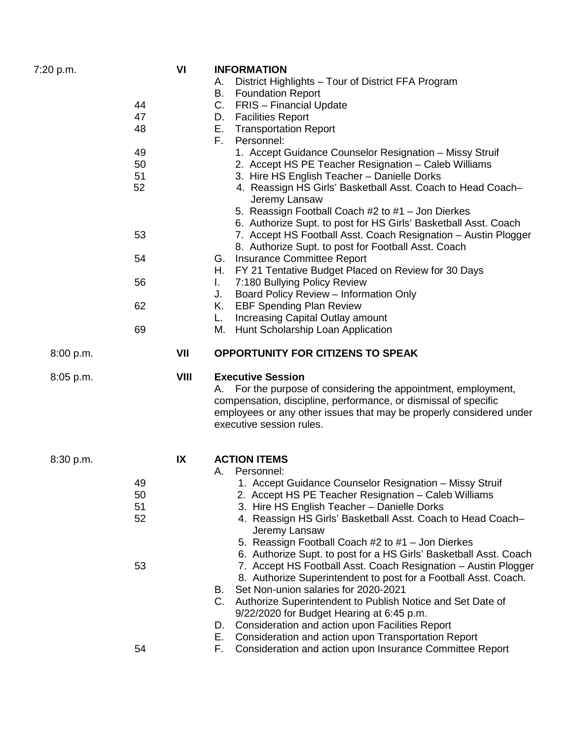| Time | Page | Item | Description |
|---|---|---|---|
| 7:20 p.m. | | VI | **INFORMATION** |
| | | | A. District Highlights – Tour of District FFA Program |
| | | | B. Foundation Report |
| | 44 | | C. FRIS – Financial Update |
| | 47 | | D. Facilities Report |
| | 48 | | E. Transportation Report |
| | | | F. Personnel: |
| | 49 | | 1. Accept Guidance Counselor Resignation – Missy Struif |
| | 50 | | 2. Accept HS PE Teacher Resignation – Caleb Williams |
| | 51 | | 3. Hire HS English Teacher – Danielle Dorks |
| | 52 | | 4. Reassign HS Girls' Basketball Asst. Coach to Head Coach– Jeremy Lansaw |
| | | | 5. Reassign Football Coach #2 to #1 – Jon Dierkes |
| | | | 6. Authorize Supt. to post for HS Girls' Basketball Asst. Coach |
| | 53 | | 7. Accept HS Football Asst. Coach Resignation – Austin Plogger |
| | | | 8. Authorize Supt. to post for Football Asst. Coach |
| | 54 | | G. Insurance Committee Report |
| | | | H. FY 21 Tentative Budget Placed on Review for 30 Days |
| | 56 | | I. 7:180 Bullying Policy Review |
| | | | J. Board Policy Review – Information Only |
| | 62 | | K. EBF Spending Plan Review |
| | | | L. Increasing Capital Outlay amount |
| | 69 | | M. Hunt Scholarship Loan Application |
| 8:00 p.m. | | VII | **OPPORTUNITY FOR CITIZENS TO SPEAK** |
| 8:05 p.m. | | VIII | **Executive Session** |
| | | | A. For the purpose of considering the appointment, employment, compensation, discipline, performance, or dismissal of specific employees or any other issues that may be properly considered under executive session rules. |
| 8:30 p.m. | | IX | **ACTION ITEMS** |
| | | | A. Personnel: |
| | 49 | | 1. Accept Guidance Counselor Resignation – Missy Struif |
| | 50 | | 2. Accept HS PE Teacher Resignation – Caleb Williams |
| | 51 | | 3. Hire HS English Teacher – Danielle Dorks |
| | 52 | | 4. Reassign HS Girls' Basketball Asst. Coach to Head Coach– Jeremy Lansaw |
| | | | 5. Reassign Football Coach #2 to #1 – Jon Dierkes |
| | | | 6. Authorize Supt. to post for a HS Girls' Basketball Asst. Coach |
| | 53 | | 7. Accept HS Football Asst. Coach Resignation – Austin Plogger |
| | | | 8. Authorize Superintendent to post for a Football Asst. Coach. |
| | | | B. Set Non-union salaries for 2020-2021 |
| | | | C. Authorize Superintendent to Publish Notice and Set Date of 9/22/2020 for Budget Hearing at 6:45 p.m. |
| | | | D. Consideration and action upon Facilities Report |
| | | | E. Consideration and action upon Transportation Report |
| | 54 | | F. Consideration and action upon Insurance Committee Report |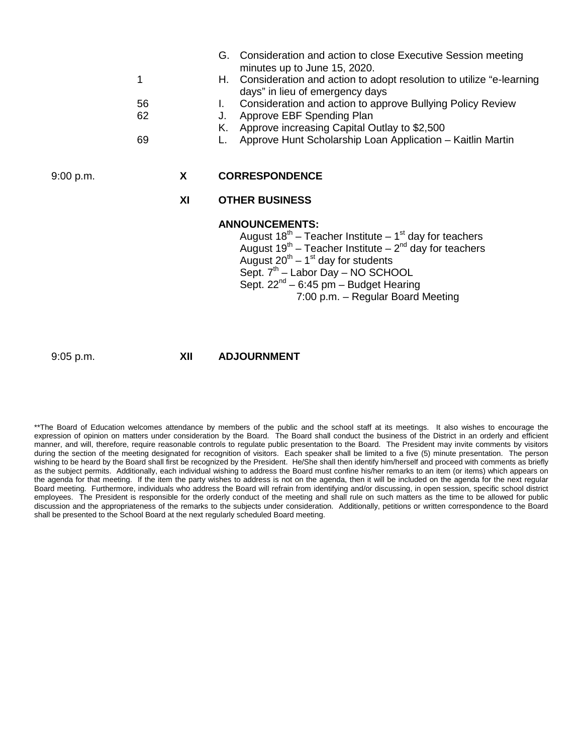| | | | |
|---|---|---|---|
| | | G. | Consideration and action to close Executive Session meeting minutes up to June 15, 2020. |
| | 1 | H. | Consideration and action to adopt resolution to utilize "e-learning days" in lieu of emergency days |
| | 56 | I. | Consideration and action to approve Bullying Policy Review |
| | 62 | J. | Approve EBF Spending Plan |
| | | K. | Approve increasing Capital Outlay to $2,500 |
| | 69 | L. | Approve Hunt Scholarship Loan Application – Kaitlin Martin |

9:00 p.m. **X** **CORRESPONDENCE**

**XI** **OTHER BUSINESS**

**ANNOUNCEMENTS:**

August 18th – Teacher Institute – 1st day for teachers
August 19th – Teacher Institute – 2nd day for teachers
August 20th – 1st day for students
Sept. 7th – Labor Day – NO SCHOOL
Sept. 22nd – 6:45 pm – Budget Hearing
7:00 p.m. – Regular Board Meeting

9:05 p.m. **XII** **ADJOURNMENT**

**The Board of Education welcomes attendance by members of the public and the school staff at its meetings. It also wishes to encourage the expression of opinion on matters under consideration by the Board. The Board shall conduct the business of the District in an orderly and efficient manner, and will, therefore, require reasonable controls to regulate public presentation to the Board. The President may invite comments by visitors during the section of the meeting designated for recognition of visitors. Each speaker shall be limited to a five (5) minute presentation. The person wishing to be heard by the Board shall first be recognized by the President. He/She shall then identify him/herself and proceed with comments as briefly as the subject permits. Additionally, each individual wishing to address the Board must confine his/her remarks to an item (or items) which appears on the agenda for that meeting. If the item the party wishes to address is not on the agenda, then it will be included on the agenda for the next regular Board meeting. Furthermore, individuals who address the Board will refrain from identifying and/or discussing, in open session, specific school district employees. The President is responsible for the orderly conduct of the meeting and shall rule on such matters as the time to be allowed for public discussion and the appropriateness of the remarks to the subjects under consideration. Additionally, petitions or written correspondence to the Board shall be presented to the School Board at the next regularly scheduled Board meeting.